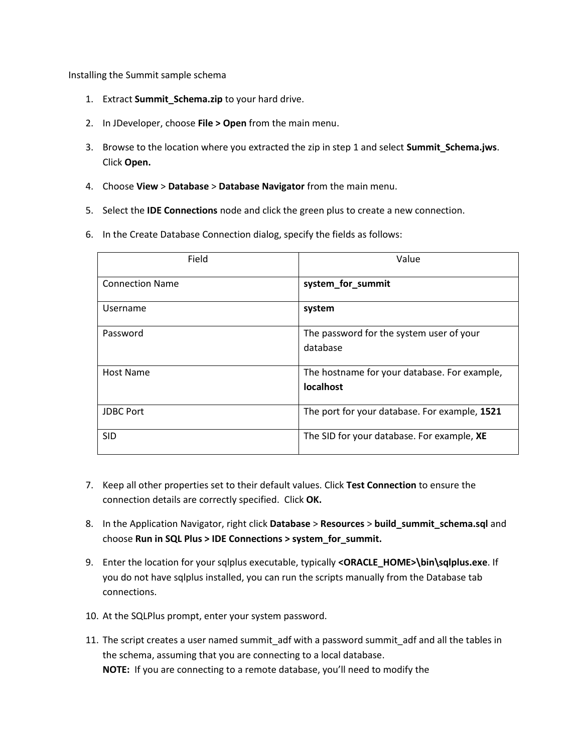Installing the Summit sample schema

1. Extract **Summit_Schema.zip** to your hard drive.

2. In JDeveloper, choose **File > Open** from the main menu.

3. Browse to the location where you extracted the zip in step 1 and select **Summit_Schema.jws**. Click **Open.**

4. Choose **View** > **Database** > **Database Navigator** from the main menu.

5. Select the **IDE Connections** node and click the green plus to create a new connection.

6. In the Create Database Connection dialog, specify the fields as follows:

| Field | Value |
| --- | --- |
| Connection Name | **system_for_summit** |
| Username | **system** |
| Password | The password for the system user of your database |
| Host Name | The hostname for your database. For example, **localhost** |
| JDBC Port | The port for your database. For example, **1521** |
| SID | The SID for your database. For example, **XE** |

7. Keep all other properties set to their default values. Click **Test Connection** to ensure the connection details are correctly specified. Click **OK.**

8. In the Application Navigator, right click **Database** > **Resources** > **build_summit_schema.sql** and choose **Run in SQL Plus > IDE Connections > system_for_summit.**

9. Enter the location for your sqlplus executable, typically **<ORACLE_HOME>\bin\sqlplus.exe**. If you do not have sqlplus installed, you can run the scripts manually from the Database tab connections.

10. At the SQLPlus prompt, enter your system password.

11. The script creates a user named summit_adf with a password summit_adf and all the tables in the schema, assuming that you are connecting to a local database.
    **NOTE:** If you are connecting to a remote database, you'll need to modify the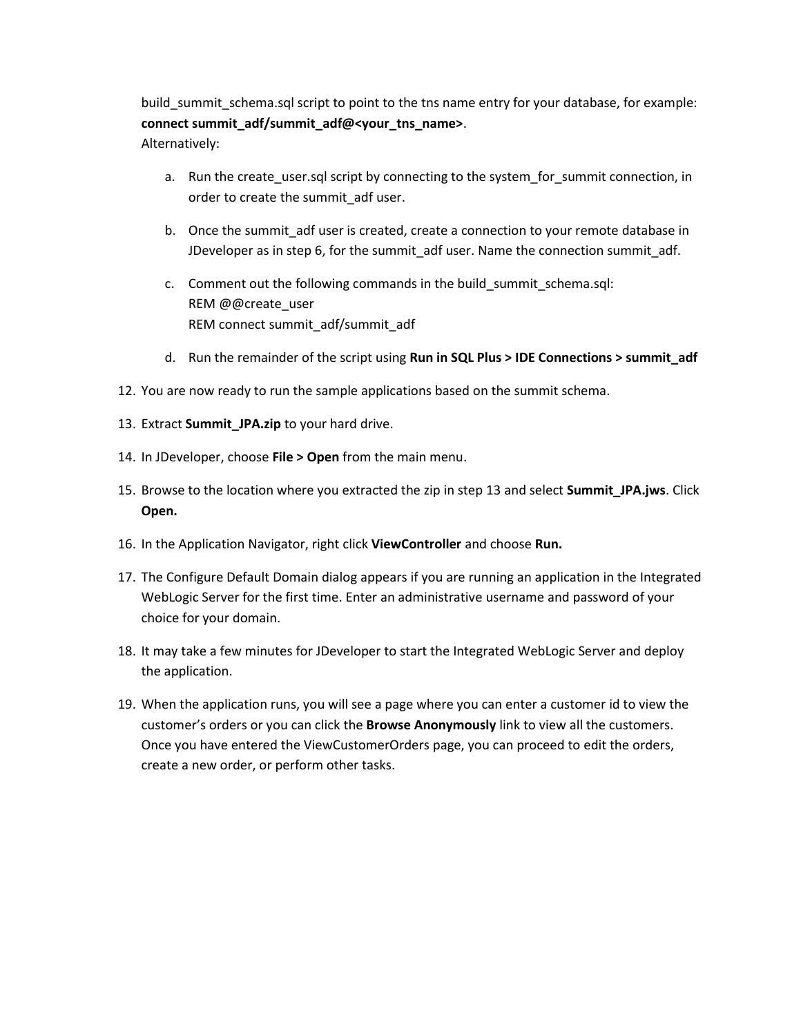build_summit_schema.sql script to point to the tns name entry for your database, for example: **connect summit_adf/summit_adf@<your_tns_name>**.
Alternatively:

   a. Run the create_user.sql script by connecting to the system_for_summit connection, in order to create the summit_adf user.

   b. Once the summit_adf user is created, create a connection to your remote database in JDeveloper as in step 6, for the summit_adf user. Name the connection summit_adf.

   c. Comment out the following commands in the build_summit_schema.sql:
   REM @@create_user
   REM connect summit_adf/summit_adf

   d. Run the remainder of the script using **Run in SQL Plus > IDE Connections > summit_adf**

12. You are now ready to run the sample applications based on the summit schema.

13. Extract **Summit_JPA.zip** to your hard drive.

14. In JDeveloper, choose **File > Open** from the main menu.

15. Browse to the location where you extracted the zip in step 13 and select **Summit_JPA.jws**. Click **Open.**

16. In the Application Navigator, right click **ViewController** and choose **Run.**

17. The Configure Default Domain dialog appears if you are running an application in the Integrated WebLogic Server for the first time. Enter an administrative username and password of your choice for your domain.

18. It may take a few minutes for JDeveloper to start the Integrated WebLogic Server and deploy the application.

19. When the application runs, you will see a page where you can enter a customer id to view the customer's orders or you can click the **Browse Anonymously** link to view all the customers. Once you have entered the ViewCustomerOrders page, you can proceed to edit the orders, create a new order, or perform other tasks.